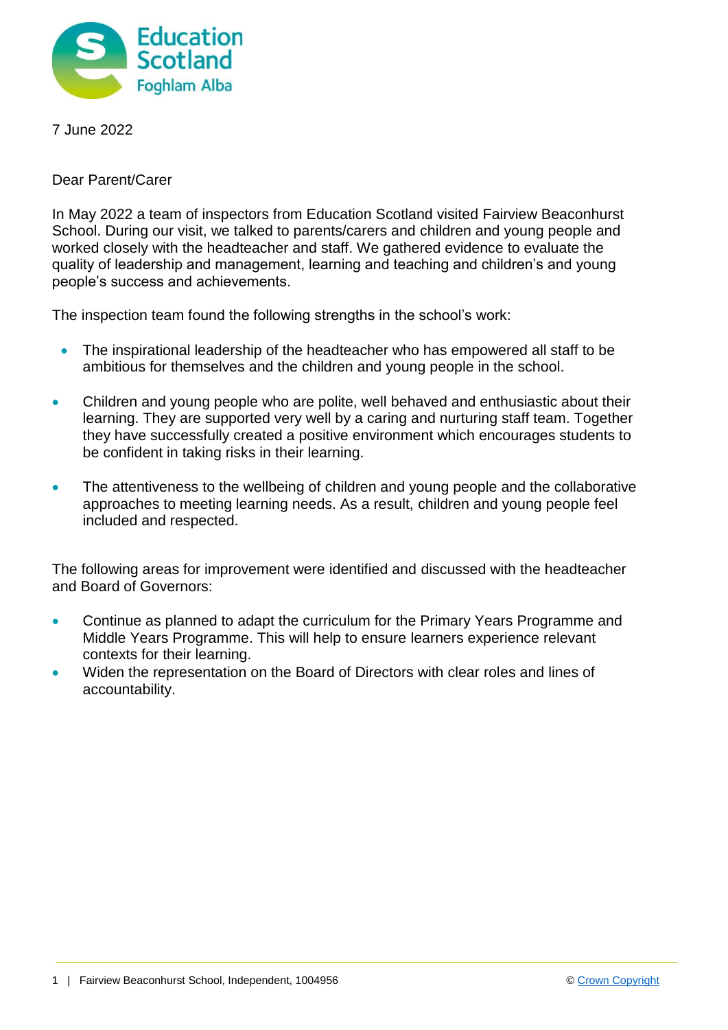7 June 2022

Dear Parent/Carer

In May 2022 a team of inspectors from Education Scotland visited Fairview Beaconhurst School. During our visit, we talked to parents/carers and children and young people and worked closely with the headteacher and staff. We gathered evidence to evaluate the quality of leadership and management, learning and teaching and children's and young people's success and achievements.

The inspection team found the following strengths in the school's work:

- The inspirational leadership of the headteacher who has empowered all staff to be ambitious for themselves and the children and young people in the school.
- Children and young people who are polite, well behaved and enthusiastic about their learning. They are supported very well by a caring and nurturing staff team. Together they have successfully created a positive environment which encourages students to be confident in taking risks in their learning.
- The attentiveness to the wellbeing of children and young people and the collaborative approaches to meeting learning needs. As a result, children and young people feel included and respected.

The following areas for improvement were identified and discussed with the headteacher and Board of Governors:

- Continue as planned to adapt the curriculum for the Primary Years Programme and Middle Years Programme. This will help to ensure learners experience relevant contexts for their learning.
- Widen the representation on the Board of Directors with clear roles and lines of accountability.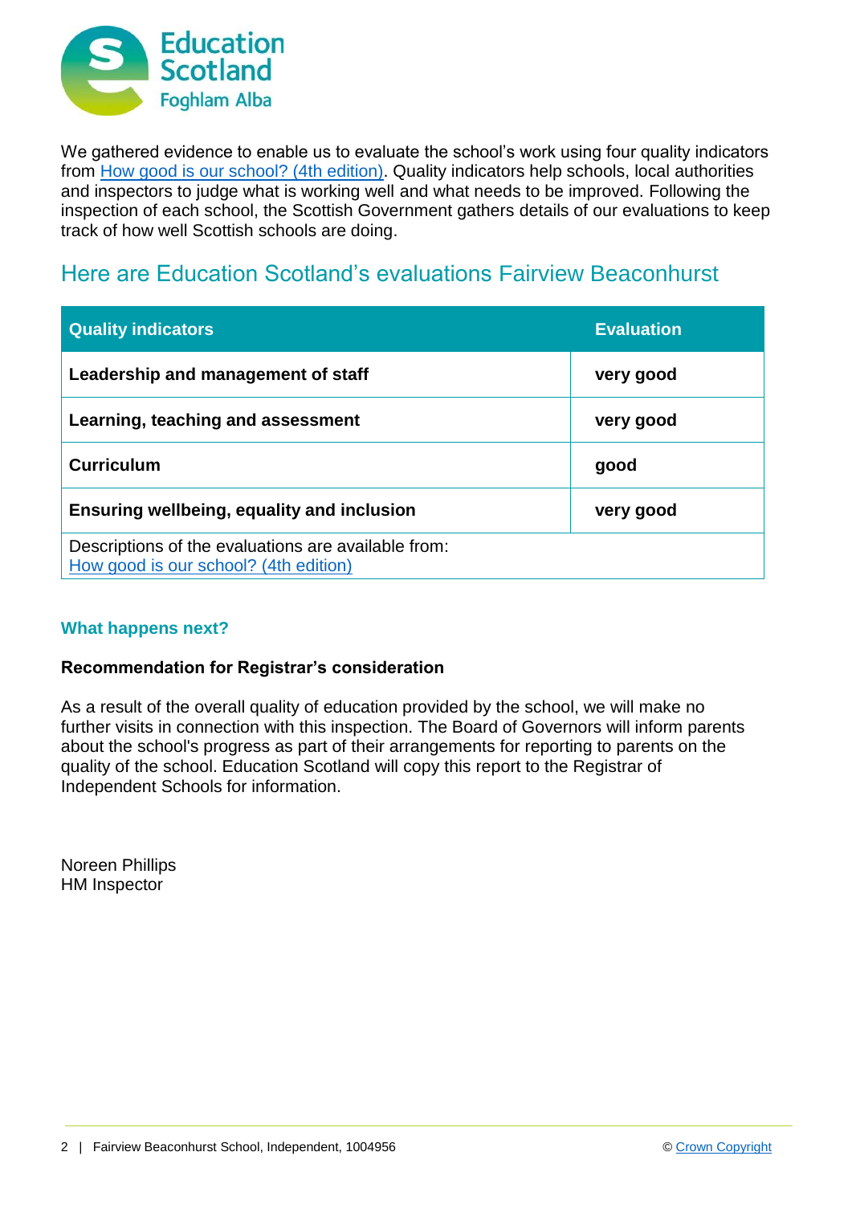We gathered evidence to enable us to evaluate the school's work using four quality indicators from How good is our school? (4th edition). Quality indicators help schools, local authorities and inspectors to judge what is working well and what needs to be improved. Following the inspection of each school, the Scottish Government gathers details of our evaluations to keep track of how well Scottish schools are doing.

## Here are Education Scotland's evaluations Fairview Beaconhurst

| Quality indicators | Evaluation |
| --- | --- |
| **Leadership and management of staff** | **very good** |
| **Learning, teaching and assessment** | **very good** |
| **Curriculum** | **good** |
| **Ensuring wellbeing, equality and inclusion** | **very good** |
| Descriptions of the evaluations are available from: How good is our school? (4th edition) | |

### What happens next?

**Recommendation for Registrar's consideration**

As a result of the overall quality of education provided by the school, we will make no further visits in connection with this inspection. The Board of Governors will inform parents about the school's progress as part of their arrangements for reporting to parents on the quality of the school. Education Scotland will copy this report to the Registrar of Independent Schools for information.

Noreen Phillips
HM Inspector